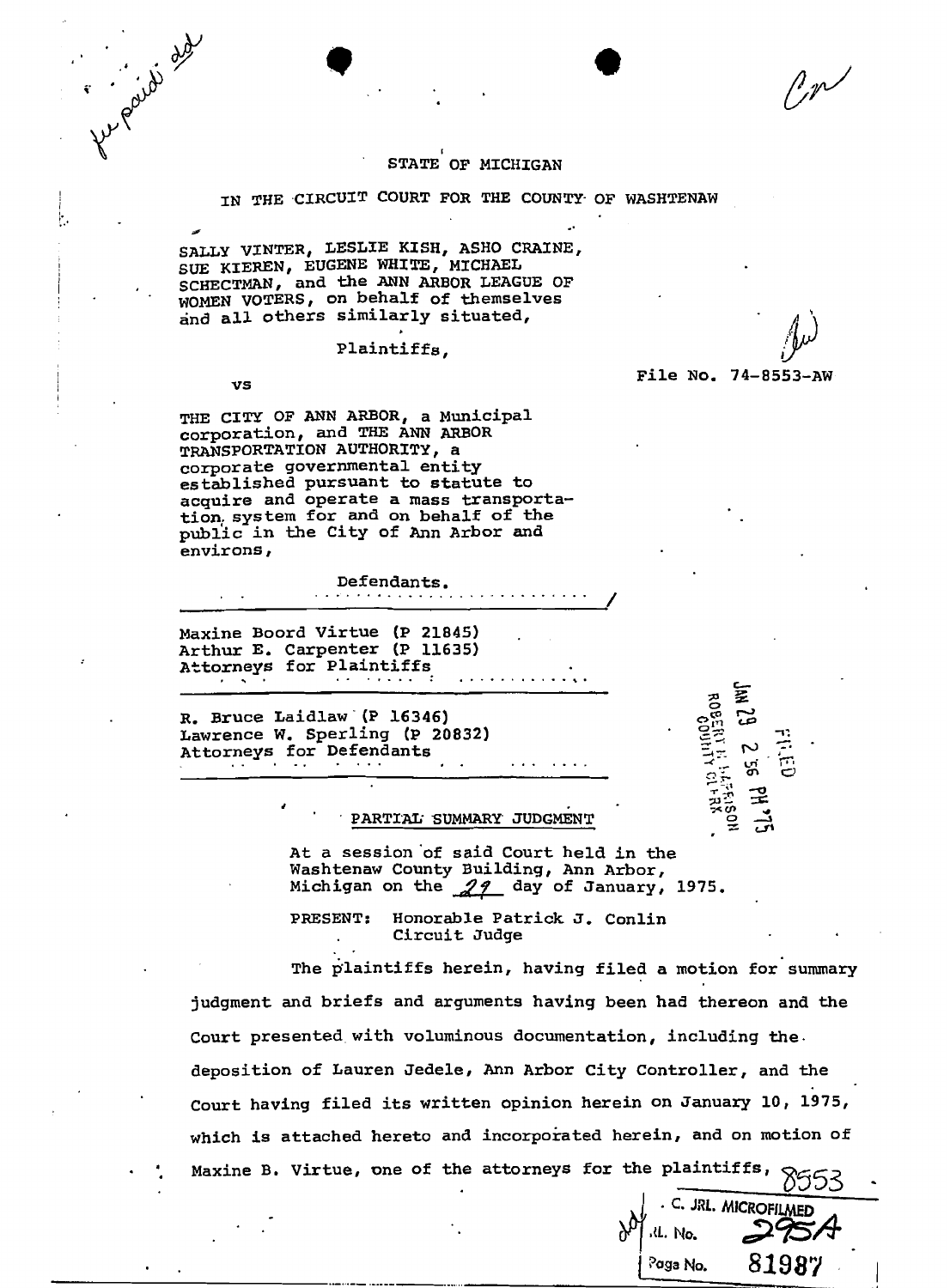STATE OF MICHIGAN

IN THE CIRCUIT COURT FOR THE COUNTY OF WASHTENAW

SALLY VINTER, LESLIE KISH, ASHO CRAINE, SUE KIEREN, EUGENE WHITE, MICHAEL SCHECTMAN, and the ANN ARBOR LEAGUE OF WOMEN VOTERS, on behalf of themselves and all others similarly situated,

Plaintiffs,

vs

File No. 74-8553-AW

THE CITY OF ANN ARBOR, a Municipal corporation, and THE ANN ARBOR TRANSPORTATION AUTHORITY, a corporate governmental entity established pursuant to statute to acquire and operate a mass transportation system for and on behalf of the public in the City of Ann Arbor and environs,

Defendants.

Maxine Boord Virtue (P 21845)
Arthur E. Carpenter (P 11635)
Attorneys for Plaintiffs

R. Bruce Laidlaw (P 16346)
Lawrence W. Sperling (P 20832)
Attorneys for Defendants

FILED JAN 29 2 56 PM '75 ROBERT M. HARRISON COUNTY CLERK

PARTIAL SUMMARY JUDGMENT

At a session of said Court held in the Washtenaw County Building, Ann Arbor, Michigan on the 29 day of January, 1975.

PRESENT: Honorable Patrick J. Conlin
Circuit Judge

The plaintiffs herein, having filed a motion for summary judgment and briefs and arguments having been had thereon and the Court presented with voluminous documentation, including the deposition of Lauren Jedele, Ann Arbor City Controller, and the Court having filed its written opinion herein on January 10, 1975, which is attached hereto and incorporated herein, and on motion of Maxine B. Virtue, one of the attorneys for the plaintiffs,

8553

C. JRL. MICROFILMED
JRL. No. 295A
Page No. 81987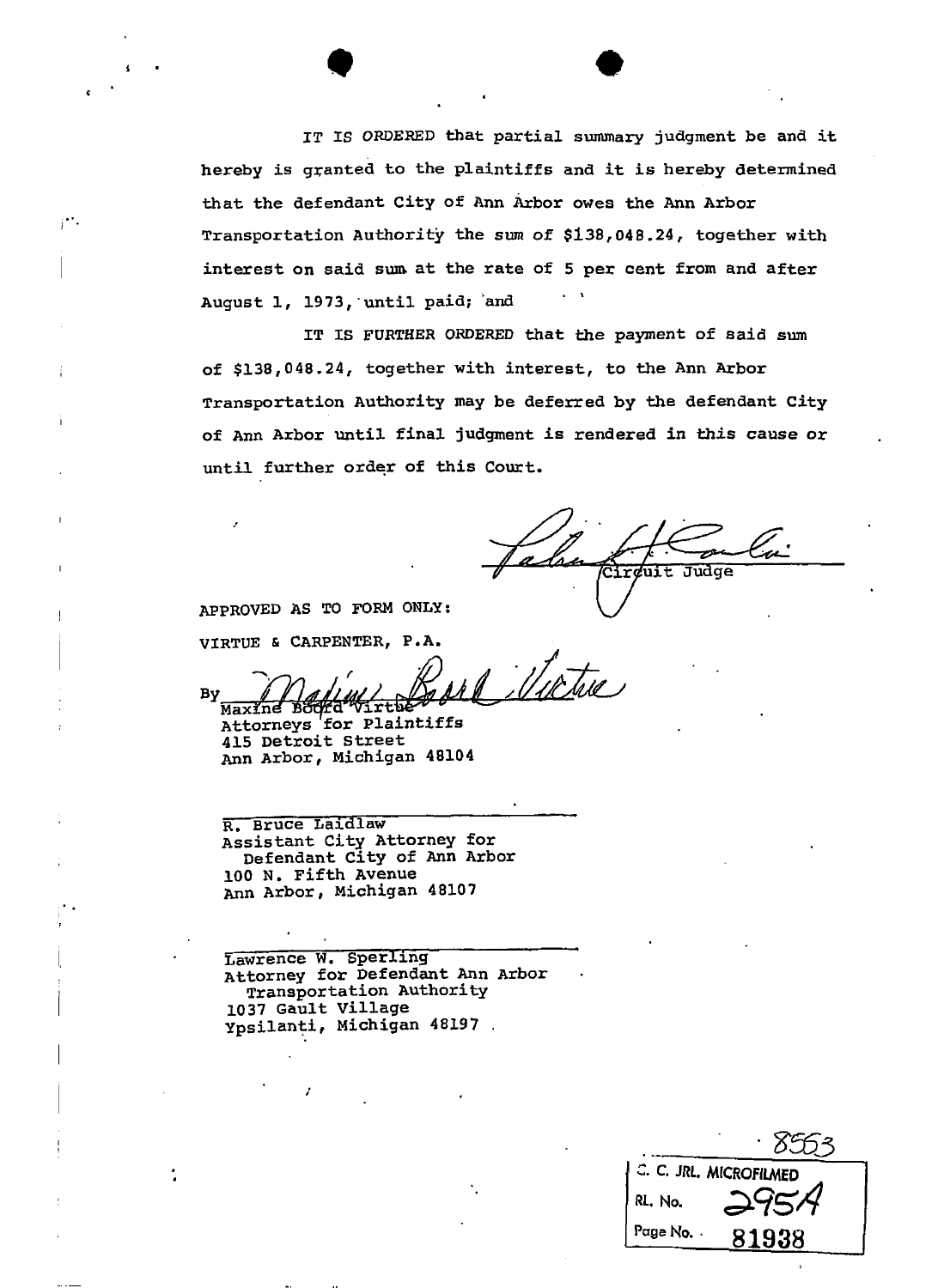IT IS ORDERED that partial summary judgment be and it hereby is granted to the plaintiffs and it is hereby determined that the defendant City of Ann Arbor owes the Ann Arbor Transportation Authority the sum of $138,048.24, together with interest on said sum at the rate of 5 per cent from and after August 1, 1973, until paid; and

IT IS FURTHER ORDERED that the payment of said sum of $138,048.24, together with interest, to the Ann Arbor Transportation Authority may be deferred by the defendant City of Ann Arbor until final judgment is rendered in this cause or until further order of this Court.

Circuit Judge

APPROVED AS TO FORM ONLY:

VIRTUE & CARPENTER, P.A.

By Maxine Boord Virtue
Attorneys for Plaintiffs
415 Detroit Street
Ann Arbor, Michigan 48104

R. Bruce Laidlaw
Assistant City Attorney for
Defendant City of Ann Arbor
100 N. Fifth Avenue
Ann Arbor, Michigan 48107

Lawrence W. Sperling
Attorney for Defendant Ann Arbor
Transportation Authority
1037 Gault Village
Ypsilanti, Michigan 48197

8553

C. C. JRL. MICROFILMED
RL. No. 295A
Page No. 81938